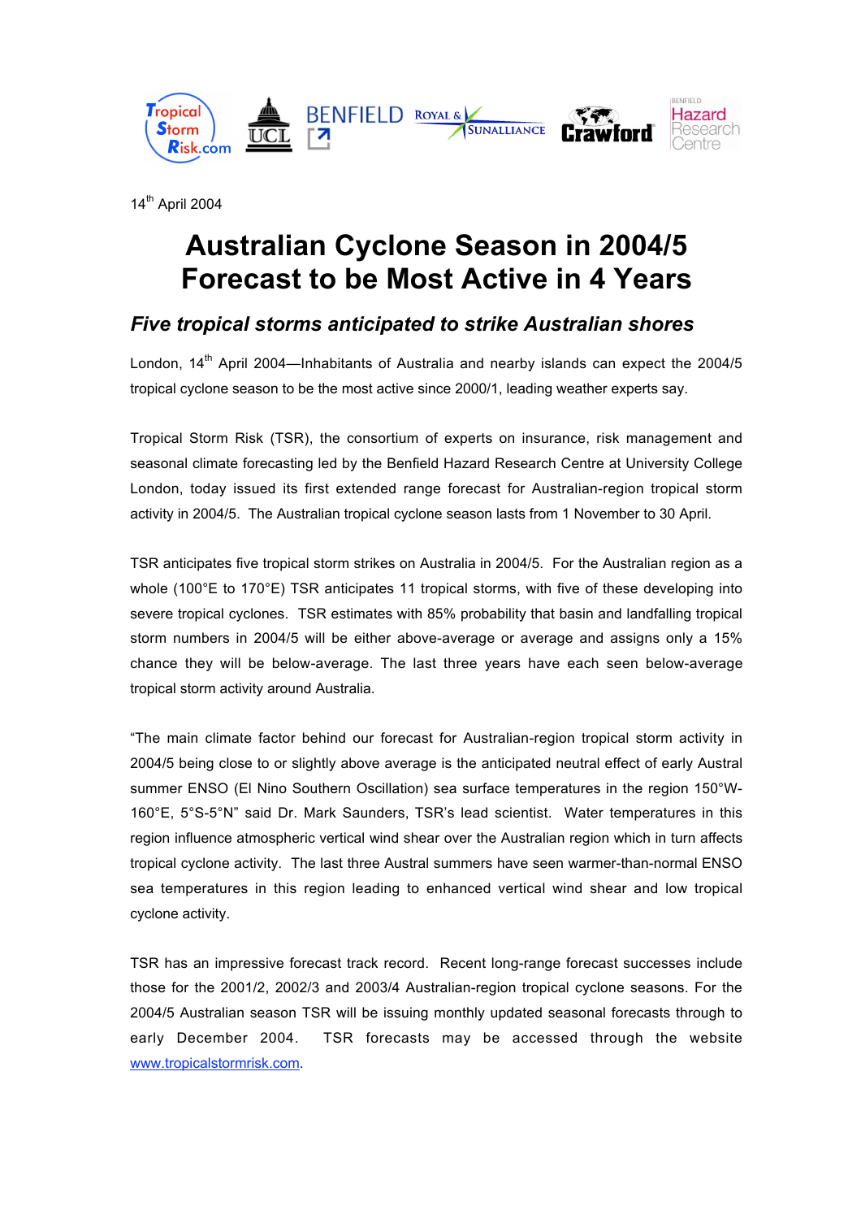14th April 2004

# Australian Cyclone Season in 2004/5 Forecast to be Most Active in 4 Years

## *Five tropical storms anticipated to strike Australian shores*

London, 14th April 2004—Inhabitants of Australia and nearby islands can expect the 2004/5 tropical cyclone season to be the most active since 2000/1, leading weather experts say.

Tropical Storm Risk (TSR), the consortium of experts on insurance, risk management and seasonal climate forecasting led by the Benfield Hazard Research Centre at University College London, today issued its first extended range forecast for Australian-region tropical storm activity in 2004/5. The Australian tropical cyclone season lasts from 1 November to 30 April.

TSR anticipates five tropical storm strikes on Australia in 2004/5. For the Australian region as a whole (100°E to 170°E) TSR anticipates 11 tropical storms, with five of these developing into severe tropical cyclones. TSR estimates with 85% probability that basin and landfalling tropical storm numbers in 2004/5 will be either above-average or average and assigns only a 15% chance they will be below-average. The last three years have each seen below-average tropical storm activity around Australia.

"The main climate factor behind our forecast for Australian-region tropical storm activity in 2004/5 being close to or slightly above average is the anticipated neutral effect of early Austral summer ENSO (El Nino Southern Oscillation) sea surface temperatures in the region 150°W-160°E, 5°S-5°N" said Dr. Mark Saunders, TSR's lead scientist. Water temperatures in this region influence atmospheric vertical wind shear over the Australian region which in turn affects tropical cyclone activity. The last three Austral summers have seen warmer-than-normal ENSO sea temperatures in this region leading to enhanced vertical wind shear and low tropical cyclone activity.

TSR has an impressive forecast track record. Recent long-range forecast successes include those for the 2001/2, 2002/3 and 2003/4 Australian-region tropical cyclone seasons. For the 2004/5 Australian season TSR will be issuing monthly updated seasonal forecasts through to early December 2004. TSR forecasts may be accessed through the website www.tropicalstormrisk.com.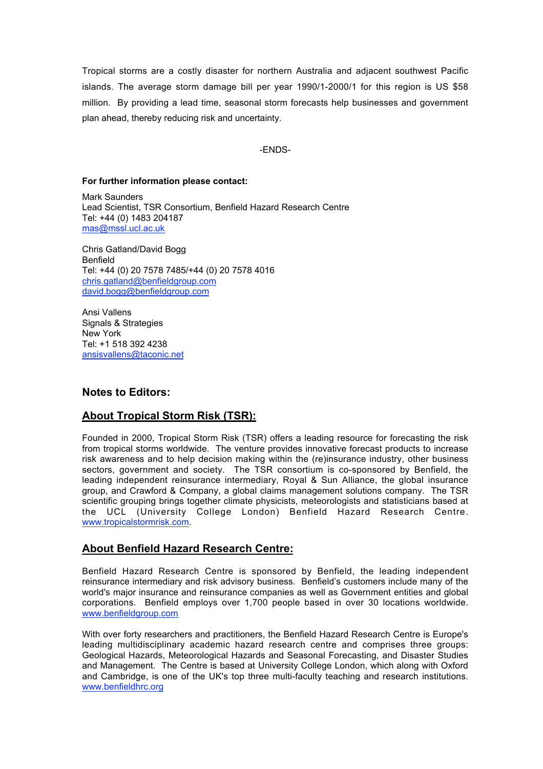Tropical storms are a costly disaster for northern Australia and adjacent southwest Pacific islands. The average storm damage bill per year 1990/1-2000/1 for this region is US $58 million. By providing a lead time, seasonal storm forecasts help businesses and government plan ahead, thereby reducing risk and uncertainty.

-ENDS-

**For further information please contact:**

Mark Saunders
Lead Scientist, TSR Consortium, Benfield Hazard Research Centre
Tel: +44 (0) 1483 204187
mas@mssl.ucl.ac.uk

Chris Gatland/David Bogg
Benfield
Tel: +44 (0) 20 7578 7485/+44 (0) 20 7578 4016
chris.gatland@benfieldgroup.com
david.bogg@benfieldgroup.com

Ansi Vallens
Signals & Strategies
New York
Tel: +1 518 392 4238
ansisvallens@taconic.net

## Notes to Editors:

## About Tropical Storm Risk (TSR):

Founded in 2000, Tropical Storm Risk (TSR) offers a leading resource for forecasting the risk from tropical storms worldwide. The venture provides innovative forecast products to increase risk awareness and to help decision making within the (re)insurance industry, other business sectors, government and society. The TSR consortium is co-sponsored by Benfield, the leading independent reinsurance intermediary, Royal & Sun Alliance, the global insurance group, and Crawford & Company, a global claims management solutions company. The TSR scientific grouping brings together climate physicists, meteorologists and statisticians based at the UCL (University College London) Benfield Hazard Research Centre. www.tropicalstormrisk.com.

## About Benfield Hazard Research Centre:

Benfield Hazard Research Centre is sponsored by Benfield, the leading independent reinsurance intermediary and risk advisory business. Benfield's customers include many of the world's major insurance and reinsurance companies as well as Government entities and global corporations. Benfield employs over 1,700 people based in over 30 locations worldwide. www.benfieldgroup.com

With over forty researchers and practitioners, the Benfield Hazard Research Centre is Europe's leading multidisciplinary academic hazard research centre and comprises three groups: Geological Hazards, Meteorological Hazards and Seasonal Forecasting, and Disaster Studies and Management. The Centre is based at University College London, which along with Oxford and Cambridge, is one of the UK's top three multi-faculty teaching and research institutions. www.benfieldhrc.org